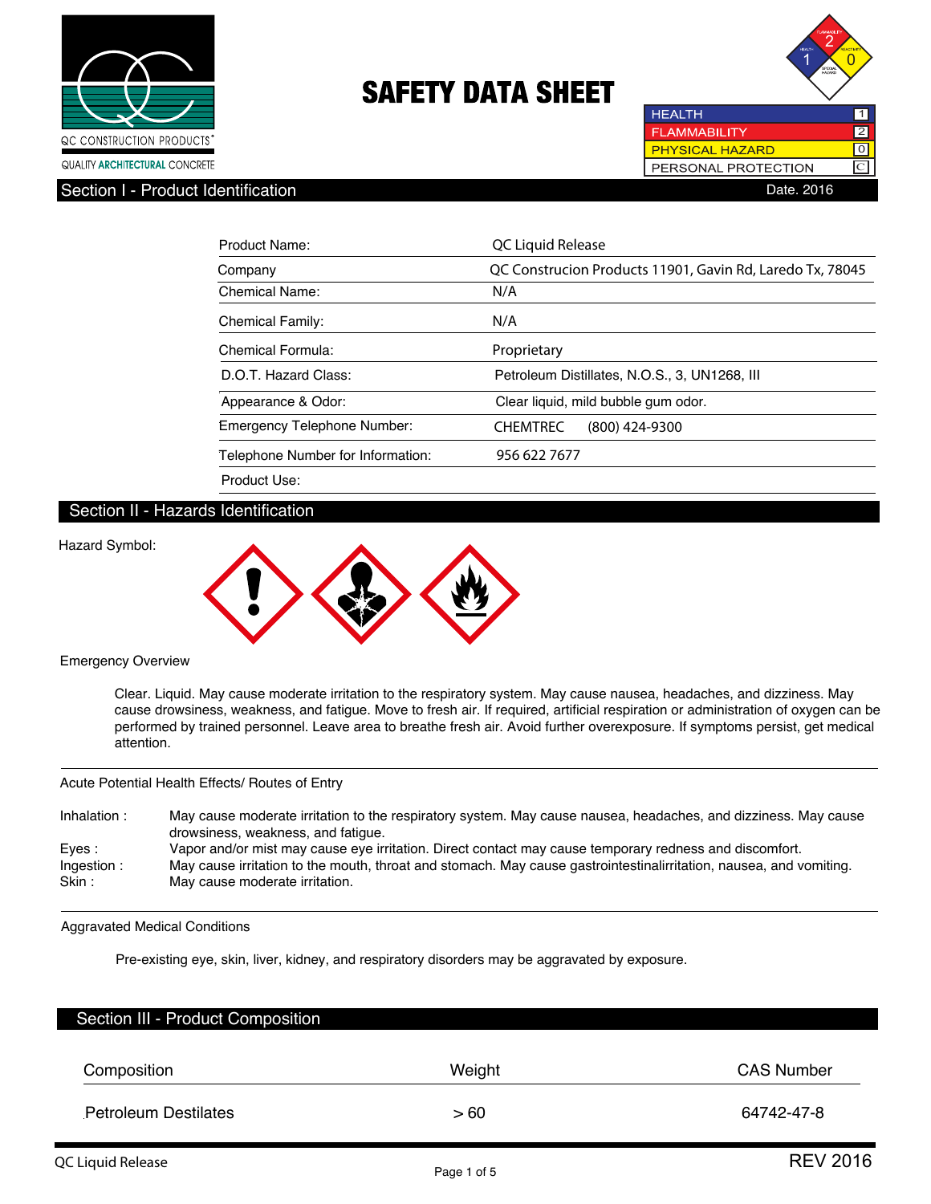QC CONSTRUCTION PRODUCTS®

QUALITY ARCHITECTURAL CONCRETE

# SAFETY DATA SHEET

| | |
|---|---|
| HEALTH | 1 |
| FLAMMABILITY | 2 |
| PHYSICAL HAZARD | 0 |
| PERSONAL PROTECTION | C |

## Section I - Product Identification

Date. 2016

| | |
|---|---|
| Product Name: | QC Liquid Release |
| Company | QC Construcion Products 11901, Gavin Rd, Laredo Tx, 78045 |
| Chemical Name: | N/A |
| Chemical Family: | N/A |
| Chemical Formula: | Proprietary |
| D.O.T. Hazard Class: | Petroleum Distillates, N.O.S., 3, UN1268, III |
| Appearance & Odor: | Clear liquid, mild bubble gum odor. |
| Emergency Telephone Number: | CHEMTREC (800) 424-9300 |
| Telephone Number for Information: | 956 622 7677 |
| Product Use: | |

## Section II - Hazards Identification

Hazard Symbol:

Emergency Overview

Clear. Liquid. May cause moderate irritation to the respiratory system. May cause nausea, headaches, and dizziness. May cause drowsiness, weakness, and fatigue. Move to fresh air. If required, artificial respiration or administration of oxygen can be performed by trained personnel. Leave area to breathe fresh air. Avoid further overexposure. If symptoms persist, get medical attention.

Acute Potential Health Effects/ Routes of Entry

| | |
|---|---|
| Inhalation : | May cause moderate irritation to the respiratory system. May cause nausea, headaches, and dizziness. May cause drowsiness, weakness, and fatigue. |
| Eyes : | Vapor and/or mist may cause eye irritation. Direct contact may cause temporary redness and discomfort. |
| Ingestion : | May cause irritation to the mouth, throat and stomach. May cause gastrointestinalirritation, nausea, and vomiting. |
| Skin : | May cause moderate irritation. |

Aggravated Medical Conditions

Pre-existing eye, skin, liver, kidney, and respiratory disorders may be aggravated by exposure.

## Section III - Product Composition

| Composition | Weight | CAS Number |
|---|---|---|
| Petroleum Destilates | > 60 | 64742-47-8 |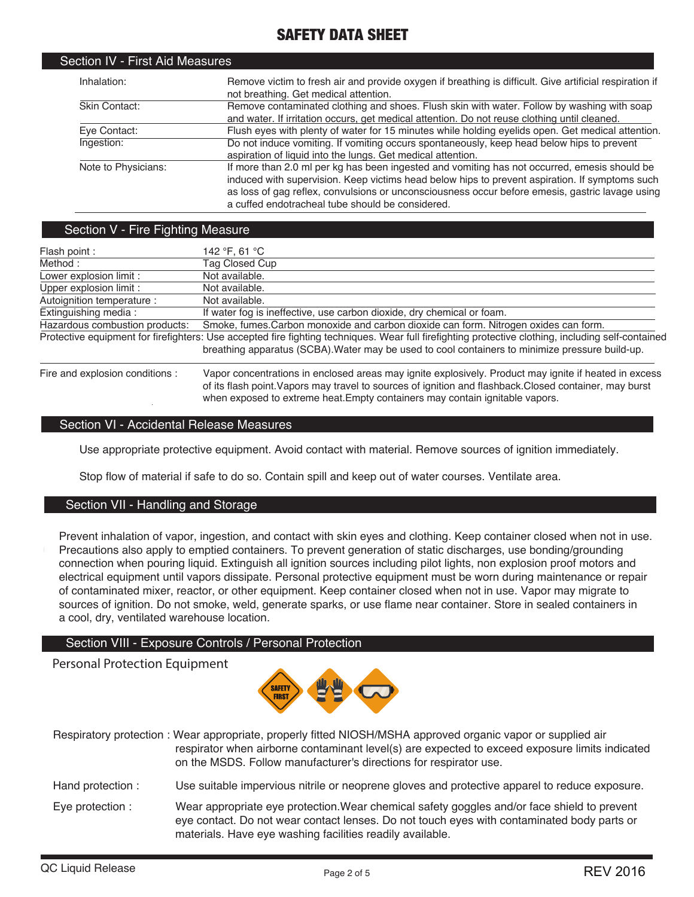# SAFETY DATA SHEET

## Section IV - First Aid Measures

| | |
|---|---|
| Inhalation: | Remove victim to fresh air and provide oxygen if breathing is difficult. Give artificial respiration if not breathing. Get medical attention. |
| Skin Contact: | Remove contaminated clothing and shoes. Flush skin with water. Follow by washing with soap and water. If irritation occurs, get medical attention. Do not reuse clothing until cleaned. |
| Eye Contact: | Flush eyes with plenty of water for 15 minutes while holding eyelids open. Get medical attention. |
| Ingestion: | Do not induce vomiting. If vomiting occurs spontaneously, keep head below hips to prevent aspiration of liquid into the lungs. Get medical attention. |
| Note to Physicians: | If more than 2.0 ml per kg has been ingested and vomiting has not occurred, emesis should be induced with supervision. Keep victims head below hips to prevent aspiration. If symptoms such as loss of gag reflex, convulsions or unconsciousness occur before emesis, gastric lavage using a cuffed endotracheal tube should be considered. |

## Section V - Fire Fighting Measure

| | |
|---|---|
| Flash point : | 142 °F, 61 °C |
| Method : | Tag Closed Cup |
| Lower explosion limit : | Not available. |
| Upper explosion limit : | Not available. |
| Autoignition temperature : | Not available. |
| Extinguishing media : | If water fog is ineffective, use carbon dioxide, dry chemical or foam. |
| Hazardous combustion products: | Smoke, fumes.Carbon monoxide and carbon dioxide can form. Nitrogen oxides can form. |
| Protective equipment for firefighters: | Use accepted fire fighting techniques. Wear full firefighting protective clothing, including self-contained breathing apparatus (SCBA).Water may be used to cool containers to minimize pressure build-up. |
| Fire and explosion conditions : | Vapor concentrations in enclosed areas may ignite explosively. Product may ignite if heated in excess of its flash point.Vapors may travel to sources of ignition and flashback.Closed container, may burst when exposed to extreme heat.Empty containers may contain ignitable vapors. |

## Section VI - Accidental Release Measures

Use appropriate protective equipment. Avoid contact with material. Remove sources of ignition immediately.

Stop flow of material if safe to do so. Contain spill and keep out of water courses. Ventilate area.

## Section VII - Handling and Storage

Prevent inhalation of vapor, ingestion, and contact with skin eyes and clothing. Keep container closed when not in use. Precautions also apply to emptied containers. To prevent generation of static discharges, use bonding/grounding connection when pouring liquid. Extinguish all ignition sources including pilot lights, non explosion proof motors and electrical equipment until vapors dissipate. Personal protective equipment must be worn during maintenance or repair of contaminated mixer, reactor, or other equipment. Keep container closed when not in use. Vapor may migrate to sources of ignition. Do not smoke, weld, generate sparks, or use flame near container. Store in sealed containers in a cool, dry, ventilated warehouse location.

## Section VIII - Exposure Controls / Personal Protection

Personal Protection Equipment

| | |
|---|---|
| Respiratory protection : | Wear appropriate, properly fitted NIOSH/MSHA approved organic vapor or supplied air respirator when airborne contaminant level(s) are expected to exceed exposure limits indicated on the MSDS. Follow manufacturer's directions for respirator use. |
| Hand protection : | Use suitable impervious nitrile or neoprene gloves and protective apparel to reduce exposure. |
| Eye protection : | Wear appropriate eye protection.Wear chemical safety goggles and/or face shield to prevent eye contact. Do not wear contact lenses. Do not touch eyes with contaminated body parts or materials. Have eye washing facilities readily available. |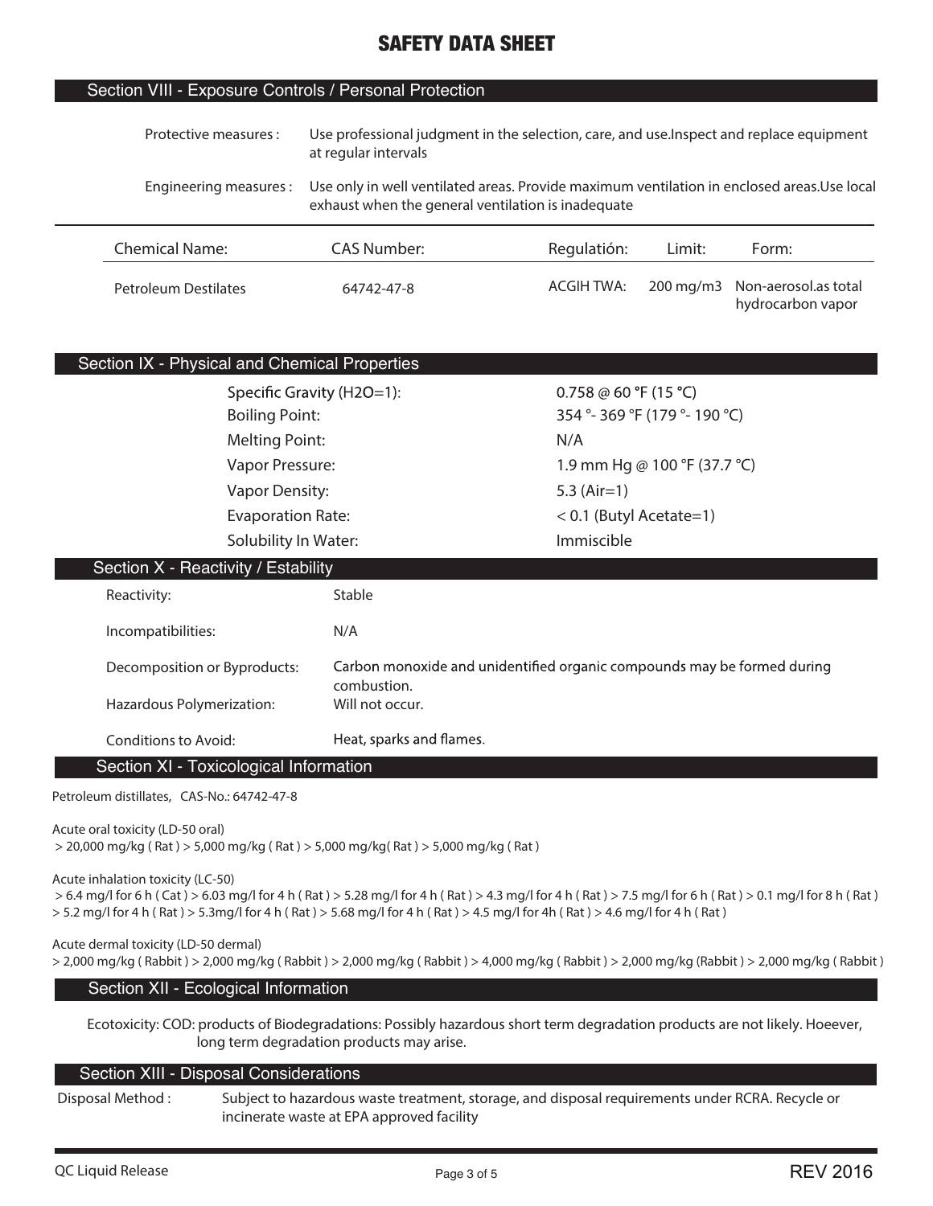# SAFETY DATA SHEET

## Section VIII - Exposure Controls / Personal Protection

Protective measures : Use professional judgment in the selection, care, and use.Inspect and replace equipment at regular intervals

Engineering measures : Use only in well ventilated areas. Provide maximum ventilation in enclosed areas.Use local exhaust when the general ventilation is inadequate

| Chemical Name: | CAS Number: | Regulatión: | Limit: | Form: |
|---|---|---|---|---|
| Petroleum Destilates | 64742-47-8 | ACGIH TWA: | 200 mg/m3 | Non-aerosol.as total hydrocarbon vapor |

## Section IX - Physical and Chemical Properties

| | |
|---|---|
| Specific Gravity (H2O=1): | 0.758 @ 60 °F (15 °C) |
| Boiling Point: | 354 °- 369 °F (179 °- 190 °C) |
| Melting Point: | N/A |
| Vapor Pressure: | 1.9 mm Hg @ 100 °F (37.7 °C) |
| Vapor Density: | 5.3 (Air=1) |
| Evaporation Rate: | < 0.1 (Butyl Acetate=1) |
| Solubility In Water: | Immiscible |

## Section X - Reactivity / Estability

| | |
|---|---|
| Reactivity: | Stable |
| Incompatibilities: | N/A |
| Decomposition or Byproducts: | Carbon monoxide and unidentified organic compounds may be formed during combustion. |
| Hazardous Polymerization: | Will not occur. |
| Conditions to Avoid: | Heat, sparks and flames. |

## Section XI - Toxicological Information

Petroleum distillates, CAS-No.: 64742-47-8

Acute oral toxicity (LD-50 oral)
> 20,000 mg/kg ( Rat ) > 5,000 mg/kg ( Rat ) > 5,000 mg/kg( Rat ) > 5,000 mg/kg ( Rat )

Acute inhalation toxicity (LC-50)
> 6.4 mg/l for 6 h ( Cat ) > 6.03 mg/l for 4 h ( Rat ) > 5.28 mg/l for 4 h ( Rat ) > 4.3 mg/l for 4 h ( Rat ) > 7.5 mg/l for 6 h ( Rat ) > 0.1 mg/l for 8 h ( Rat ) > 5.2 mg/l for 4 h ( Rat ) > 5.3mg/l for 4 h ( Rat ) > 5.68 mg/l for 4 h ( Rat ) > 4.5 mg/l for 4h ( Rat ) > 4.6 mg/l for 4 h ( Rat )

Acute dermal toxicity (LD-50 dermal)
> 2,000 mg/kg ( Rabbit ) > 2,000 mg/kg ( Rabbit ) > 2,000 mg/kg ( Rabbit ) > 4,000 mg/kg ( Rabbit ) > 2,000 mg/kg (Rabbit ) > 2,000 mg/kg ( Rabbit )

## Section XII - Ecological Information

Ecotoxicity: COD: products of Biodegradations: Possibly hazardous short term degradation products are not likely. Hoeever, long term degradation products may arise.

## Section XIII - Disposal Considerations

Disposal Method : Subject to hazardous waste treatment, storage, and disposal requirements under RCRA. Recycle or incinerate waste at EPA approved facility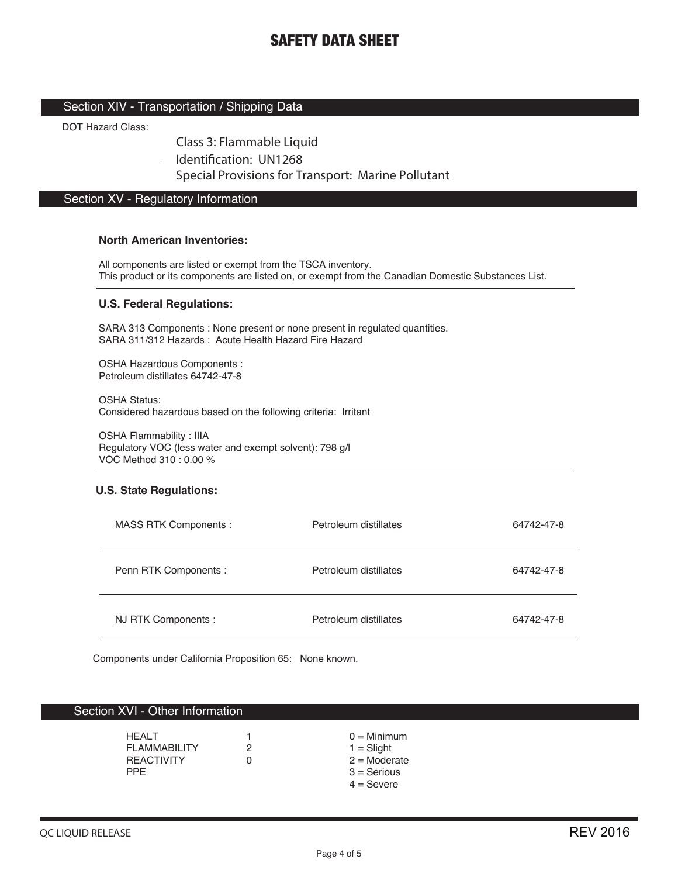# SAFETY DATA SHEET

## Section XIV - Transportation / Shipping Data

DOT Hazard Class:

Class 3: Flammable Liquid
Identification: UN1268
Special Provisions for Transport: Marine Pollutant

## Section XV - Regulatory Information

**North American Inventories:**

All components are listed or exempt from the TSCA inventory.
This product or its components are listed on, or exempt from the Canadian Domestic Substances List.

**U.S. Federal Regulations:**

SARA 313 Components : None present or none present in regulated quantities.
SARA 311/312 Hazards : Acute Health Hazard Fire Hazard

OSHA Hazardous Components :
Petroleum distillates 64742-47-8

OSHA Status:
Considered hazardous based on the following criteria: Irritant

OSHA Flammability : IIIA
Regulatory VOC (less water and exempt solvent): 798 g/l
VOC Method 310 : 0.00 %

**U.S. State Regulations:**

| | | |
|---|---|---|
| MASS RTK Components : | Petroleum distillates | 64742-47-8 |
| Penn RTK Components : | Petroleum distillates | 64742-47-8 |
| NJ RTK Components : | Petroleum distillates | 64742-47-8 |

Components under California Proposition 65: None known.

## Section XVI - Other Information

| | | |
|---|---|---|
| HEALT | 1 | 0 = Minimum |
| FLAMMABILITY | 2 | 1 = Slight |
| REACTIVITY | 0 | 2 = Moderate |
| PPE | | 3 = Serious |
| | | 4 = Severe |

QC LIQUID RELEASE REV 2016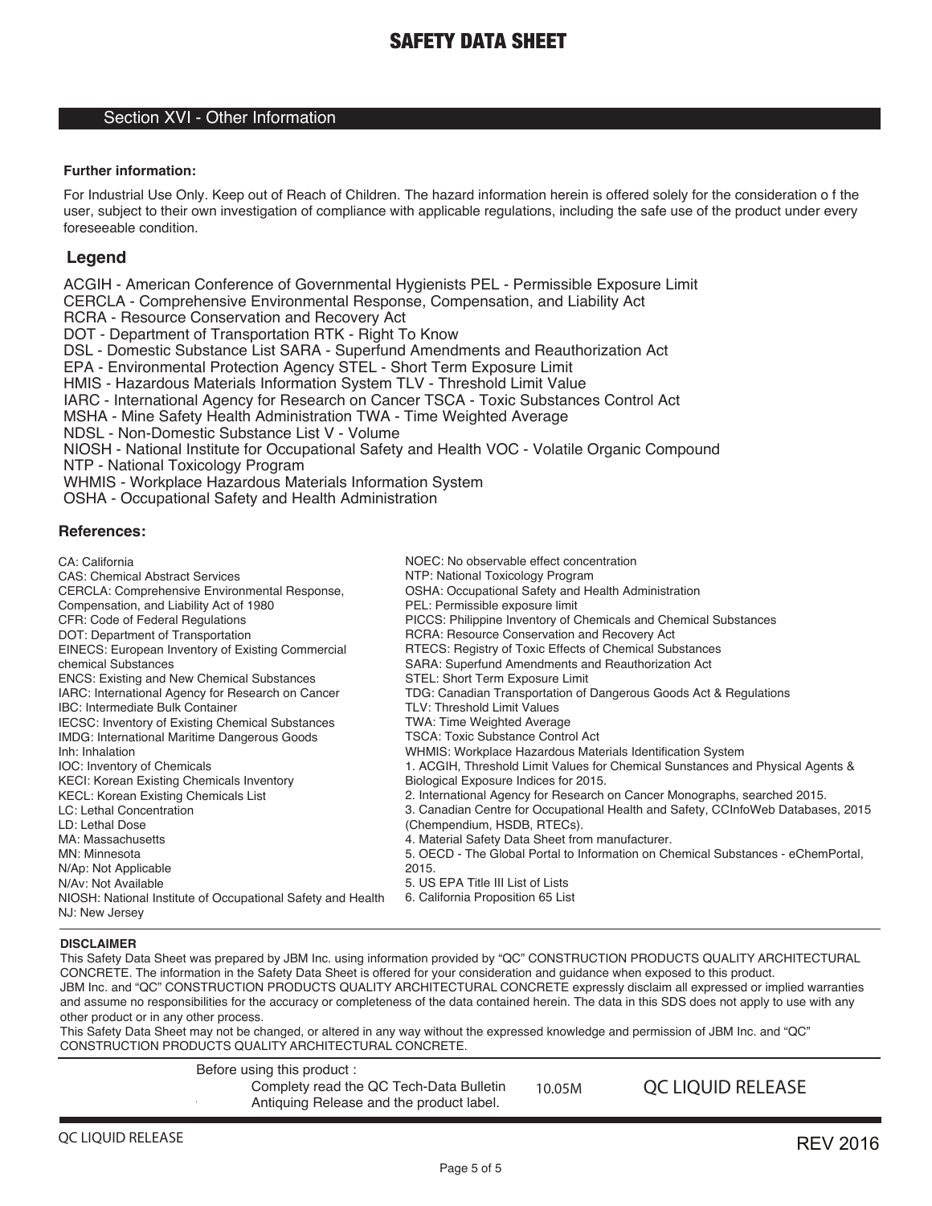## Section XVI - Other Information

**Further information:**

For Industrial Use Only. Keep out of Reach of Children. The hazard information herein is offered solely for the consideration o f the user, subject to their own investigation of compliance with applicable regulations, including the safe use of the product under every foreseeable condition.

### Legend

ACGIH - American Conference of Governmental Hygienists PEL - Permissible Exposure Limit
CERCLA - Comprehensive Environmental Response, Compensation, and Liability Act
RCRA - Resource Conservation and Recovery Act
DOT - Department of Transportation RTK - Right To Know
DSL - Domestic Substance List SARA - Superfund Amendments and Reauthorization Act
EPA - Environmental Protection Agency STEL - Short Term Exposure Limit
HMIS - Hazardous Materials Information System TLV - Threshold Limit Value
IARC - International Agency for Research on Cancer TSCA - Toxic Substances Control Act
MSHA - Mine Safety Health Administration TWA - Time Weighted Average
NDSL - Non-Domestic Substance List V - Volume
NIOSH - National Institute for Occupational Safety and Health VOC - Volatile Organic Compound
NTP - National Toxicology Program
WHMIS - Workplace Hazardous Materials Information System
OSHA - Occupational Safety and Health Administration

**References:**

CA: California
CAS: Chemical Abstract Services
CERCLA: Comprehensive Environmental Response, Compensation, and Liability Act of 1980
CFR: Code of Federal Regulations
DOT: Department of Transportation
EINECS: European Inventory of Existing Commercial chemical Substances
ENCS: Existing and New Chemical Substances
IARC: International Agency for Research on Cancer
IBC: Intermediate Bulk Container
IECSC: Inventory of Existing Chemical Substances
IMDG: International Maritime Dangerous Goods
Inh: Inhalation
IOC: Inventory of Chemicals
KECI: Korean Existing Chemicals Inventory
KECL: Korean Existing Chemicals List
LC: Lethal Concentration
LD: Lethal Dose
MA: Massachusetts
MN: Minnesota
N/Ap: Not Applicable
N/Av: Not Available
NIOSH: National Institute of Occupational Safety and Health
NJ: New Jersey
NOEC: No observable effect concentration
NTP: National Toxicology Program
OSHA: Occupational Safety and Health Administration
PEL: Permissible exposure limit
PICCS: Philippine Inventory of Chemicals and Chemical Substances
RCRA: Resource Conservation and Recovery Act
RTECS: Registry of Toxic Effects of Chemical Substances
SARA: Superfund Amendments and Reauthorization Act
STEL: Short Term Exposure Limit
TDG: Canadian Transportation of Dangerous Goods Act & Regulations
TLV: Threshold Limit Values
TWA: Time Weighted Average
TSCA: Toxic Substance Control Act
WHMIS: Workplace Hazardous Materials Identification System

1. ACGIH, Threshold Limit Values for Chemical Sunstances and Physical Agents & Biological Exposure Indices for 2015.
2. International Agency for Research on Cancer Monographs, searched 2015.
3. Canadian Centre for Occupational Health and Safety, CCInfoWeb Databases, 2015 (Chempendium, HSDB, RTECs).
4. Material Safety Data Sheet from manufacturer.
5. OECD - The Global Portal to Information on Chemical Substances - eChemPortal, 2015.
5. US EPA Title III List of Lists
6. California Proposition 65 List

**DISCLAIMER**

This Safety Data Sheet was prepared by JBM Inc. using information provided by "QC" CONSTRUCTION PRODUCTS QUALITY ARCHITECTURAL CONCRETE. The information in the Safety Data Sheet is offered for your consideration and guidance when exposed to this product. JBM Inc. and "QC" CONSTRUCTION PRODUCTS QUALITY ARCHITECTURAL CONCRETE expressly disclaim all expressed or implied warranties and assume no responsibilities for the accuracy or completeness of the data contained herein. The data in this SDS does not apply to use with any other product or in any other process.
This Safety Data Sheet may not be changed, or altered in any way without the expressed knowledge and permission of JBM Inc. and "QC" CONSTRUCTION PRODUCTS QUALITY ARCHITECTURAL CONCRETE.

Before using this product :
Complety read the QC Tech-Data Bulletin Antiquing Release and the product label.

10.05M

QC LIQUID RELEASE